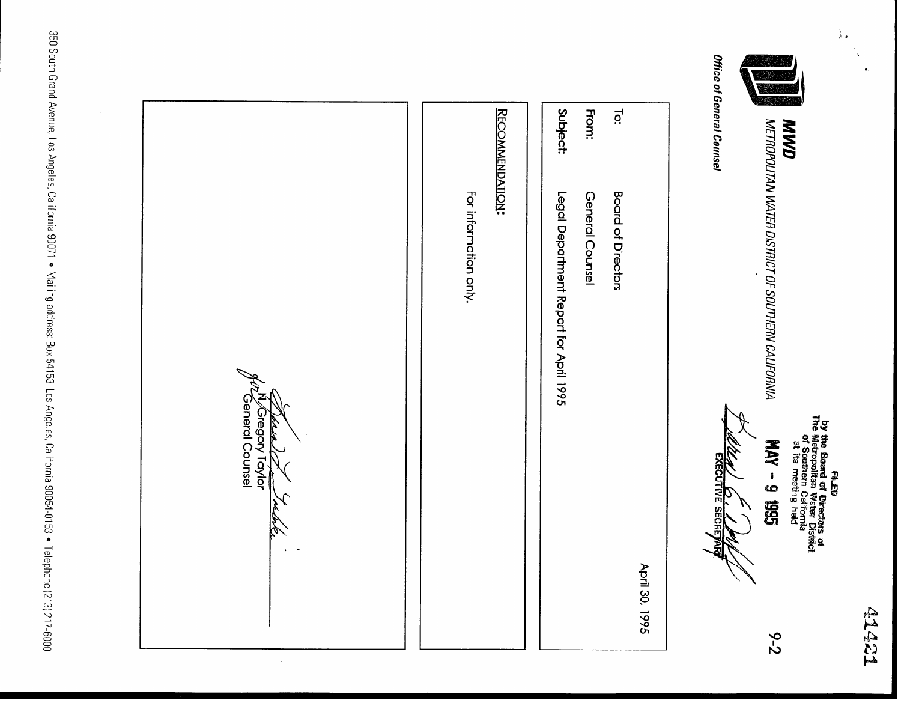44421

FILED
by the Board of Directors of
The Metropolitan Water District
of Southern California
at its meeting held

MAY - 9 1995

EXECUTIVE SECRETARY

9-2

**MWD**

*METROPOLITAN WATER DISTRICT OF SOUTHERN CALIFORNIA*

***Office of General Counsel***

April 30, 1995

To: Board of Directors

From: General Counsel

Subject: Legal Department Report for April 1995

RECOMMENDATION:

For information only.

N. Gregory Taylor
General Counsel

350 South Grand Avenue, Los Angeles, California 90071 • Mailing address: Box 54153, Los Angeles, California 90054-0153 • Telephone (213) 217-6000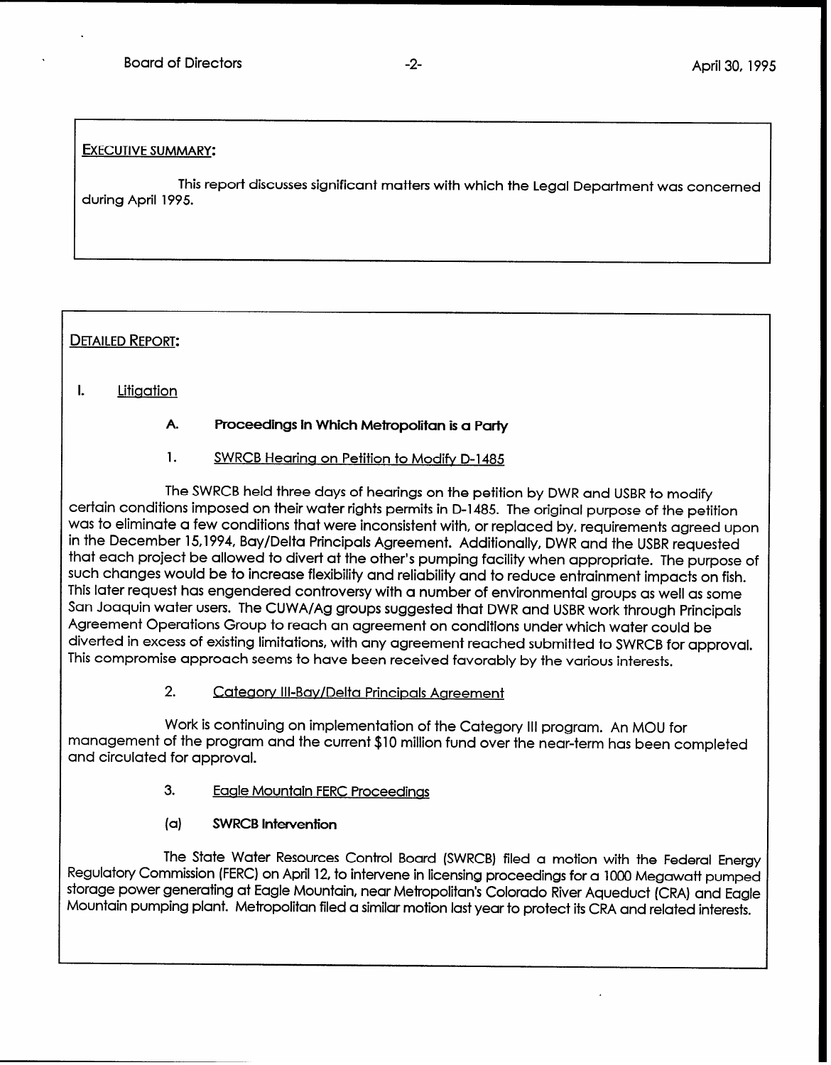EXECUTIVE SUMMARY:

This report discusses significant matters with which the Legal Department was concerned during April 1995.

DETAILED REPORT:

I. Litigation

A. **Proceedings In Which Metropolitan is a Party**

1. SWRCB Hearing on Petition to Modify D-1485

The SWRCB held three days of hearings on the petition by DWR and USBR to modify certain conditions imposed on their water rights permits in D-1485. The original purpose of the petition was to eliminate a few conditions that were inconsistent with, or replaced by, requirements agreed upon in the December 15,1994, Bay/Delta Principals Agreement. Additionally, DWR and the USBR requested that each project be allowed to divert at the other's pumping facility when appropriate. The purpose of such changes would be to increase flexibility and reliability and to reduce entrainment impacts on fish. This later request has engendered controversy with a number of environmental groups as well as some San Joaquin water users. The CUWA/Ag groups suggested that DWR and USBR work through Principals Agreement Operations Group to reach an agreement on conditions under which water could be diverted in excess of existing limitations, with any agreement reached submitted to SWRCB for approval. This compromise approach seems to have been received favorably by the various interests.

2. Category III-Bay/Delta Principals Agreement

Work is continuing on implementation of the Category III program. An MOU for management of the program and the current $10 million fund over the near-term has been completed and circulated for approval.

3. Eagle Mountain FERC Proceedings

(a) **SWRCB Intervention**

The State Water Resources Control Board (SWRCB) filed a motion with the Federal Energy Regulatory Commission (FERC) on April 12, to intervene in licensing proceedings for a 1000 Megawatt pumped storage power generating at Eagle Mountain, near Metropolitan's Colorado River Aqueduct (CRA) and Eagle Mountain pumping plant. Metropolitan filed a similar motion last year to protect its CRA and related interests.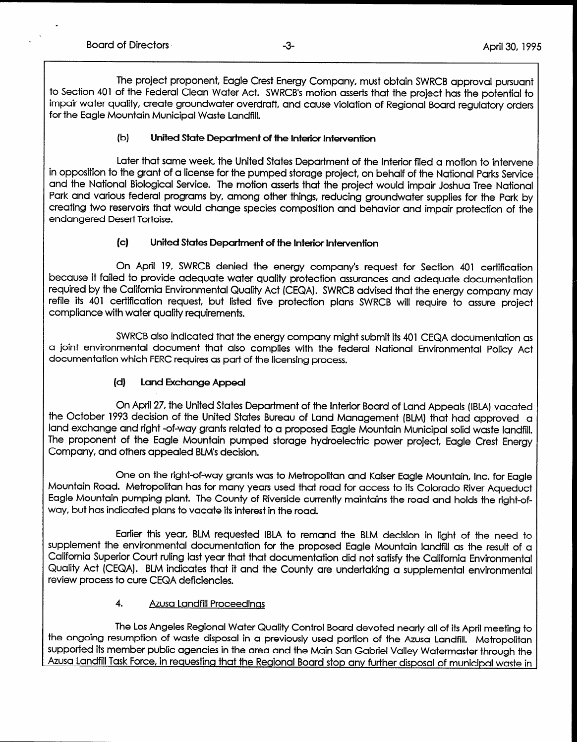The project proponent, Eagle Crest Energy Company, must obtain SWRCB approval pursuant to Section 401 of the Federal Clean Water Act. SWRCB's motion asserts that the project has the potential to impair water quality, create groundwater overdraft, and cause violation of Regional Board regulatory orders for the Eagle Mountain Municipal Waste Landfill.

**(b) United State Department of the Interior Intervention**

Later that same week, the United States Department of the Interior filed a motion to intervene in opposition to the grant of a license for the pumped storage project, on behalf of the National Parks Service and the National Biological Service. The motion asserts that the project would impair Joshua Tree National Park and various federal programs by, among other things, reducing groundwater supplies for the Park by creating two reservoirs that would change species composition and behavior and impair protection of the endangered Desert Tortoise.

**(c) United States Department of the Interior Intervention**

On April 19, SWRCB denied the energy company's request for Section 401 certification because it failed to provide adequate water quality protection assurances and adequate documentation required by the California Environmental Quality Act (CEQA). SWRCB advised that the energy company may refile its 401 certification request, but listed five protection plans SWRCB will require to assure project compliance with water quality requirements.

SWRCB also indicated that the energy company might submit its 401 CEQA documentation as a joint environmental document that also complies with the federal National Environmental Policy Act documentation which FERC requires as part of the licensing process.

**(d) Land Exchange Appeal**

On April 27, the United States Department of the Interior Board of Land Appeals (IBLA) vacated the October 1993 decision of the United States Bureau of Land Management (BLM) that had approved a land exchange and right -of-way grants related to a proposed Eagle Mountain Municipal solid waste landfill. The proponent of the Eagle Mountain pumped storage hydroelectric power project, Eagle Crest Energy Company, and others appealed BLM's decision.

One on the right-of-way grants was to Metropolitan and Kaiser Eagle Mountain, Inc. for Eagle Mountain Road. Metropolitan has for many years used that road for access to its Colorado River Aqueduct Eagle Mountain pumping plant. The County of Riverside currently maintains the road and holds the right-of-way, but has indicated plans to vacate its interest in the road.

Earlier this year, BLM requested IBLA to remand the BLM decision in light of the need to supplement the environmental documentation for the proposed Eagle Mountain landfill as the result of a California Superior Court ruling last year that that documentation did not satisfy the California Environmental Quality Act (CEQA). BLM indicates that it and the County are undertaking a supplemental environmental review process to cure CEQA deficiencies.

4. Azusa Landfill Proceedings

The Los Angeles Regional Water Quality Control Board devoted nearly all of its April meeting to the ongoing resumption of waste disposal in a previously used portion of the Azusa Landfill. Metropolitan supported its member public agencies in the area and the Main San Gabriel Valley Watermaster through the Azusa Landfill Task Force, in requesting that the Regional Board stop any further disposal of municipal waste in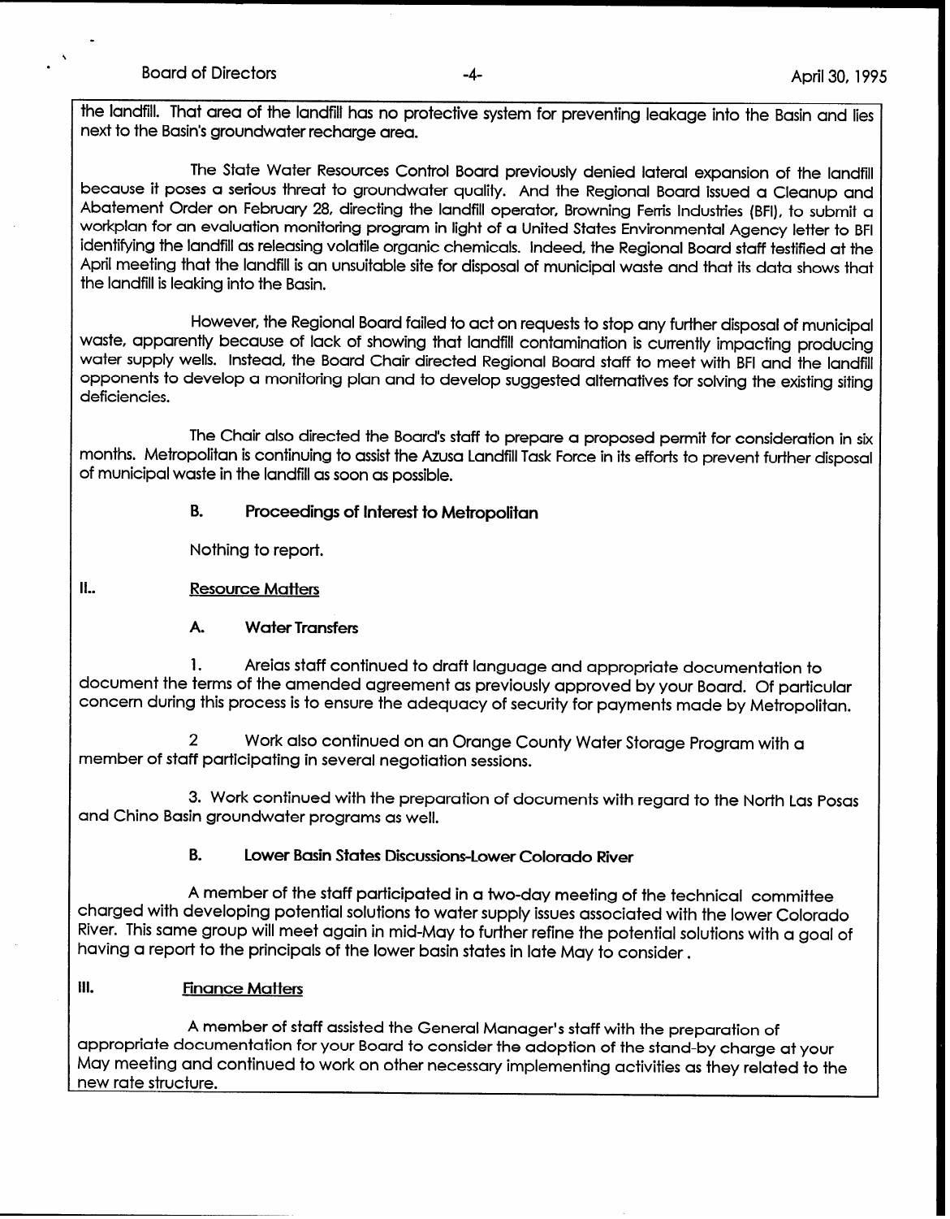the landfill. That area of the landfill has no protective system for preventing leakage into the Basin and lies next to the Basin's groundwater recharge area.

The State Water Resources Control Board previously denied lateral expansion of the landfill because it poses a serious threat to groundwater quality. And the Regional Board issued a Cleanup and Abatement Order on February 28, directing the landfill operator, Browning Ferris Industries (BFI), to submit a workplan for an evaluation monitoring program in light of a United States Environmental Agency letter to BFI identifying the landfill as releasing volatile organic chemicals. Indeed, the Regional Board staff testified at the April meeting that the landfill is an unsuitable site for disposal of municipal waste and that its data shows that the landfill is leaking into the Basin.

However, the Regional Board failed to act on requests to stop any further disposal of municipal waste, apparently because of lack of showing that landfill contamination is currently impacting producing water supply wells. Instead, the Board Chair directed Regional Board staff to meet with BFI and the landfill opponents to develop a monitoring plan and to develop suggested alternatives for solving the existing siting deficiencies.

The Chair also directed the Board's staff to prepare a proposed permit for consideration in six months. Metropolitan is continuing to assist the Azusa Landfill Task Force in its efforts to prevent further disposal of municipal waste in the landfill as soon as possible.

### B. Proceedings of Interest to Metropolitan

Nothing to report.

## II.. Resource Matters

### A. Water Transfers

1. Areias staff continued to draft language and appropriate documentation to document the terms of the amended agreement as previously approved by your Board. Of particular concern during this process is to ensure the adequacy of security for payments made by Metropolitan.

2 Work also continued on an Orange County Water Storage Program with a member of staff participating in several negotiation sessions.

3. Work continued with the preparation of documents with regard to the North Las Posas and Chino Basin groundwater programs as well.

### B. Lower Basin States Discussions-Lower Colorado River

A member of the staff participated in a two-day meeting of the technical committee charged with developing potential solutions to water supply issues associated with the lower Colorado River. This same group will meet again in mid-May to further refine the potential solutions with a goal of having a report to the principals of the lower basin states in late May to consider .

## III. Finance Matters

A member of staff assisted the General Manager's staff with the preparation of appropriate documentation for your Board to consider the adoption of the stand-by charge at your May meeting and continued to work on other necessary implementing activities as they related to the new rate structure.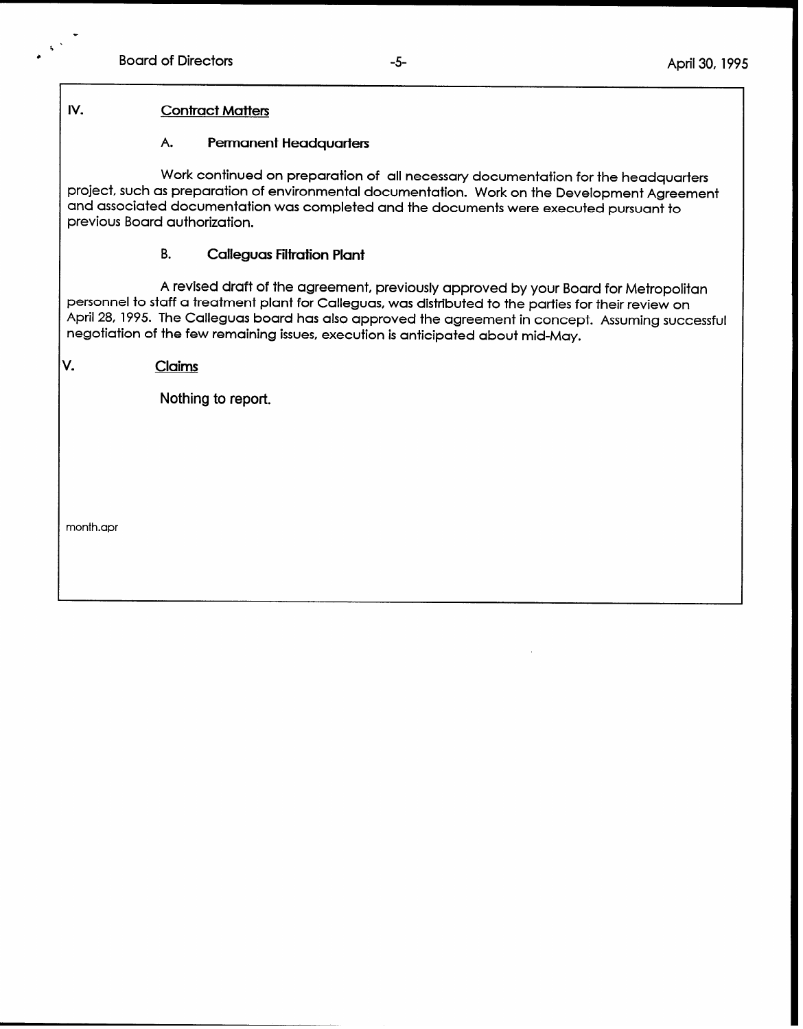## IV. Contract Matters

### A. Permanent Headquarters

Work continued on preparation of all necessary documentation for the headquarters project, such as preparation of environmental documentation. Work on the Development Agreement and associated documentation was completed and the documents were executed pursuant to previous Board authorization.

### B. Calleguas Filtration Plant

A revised draft of the agreement, previously approved by your Board for Metropolitan personnel to staff a treatment plant for Calleguas, was distributed to the parties for their review on April 28, 1995. The Calleguas board has also approved the agreement in concept. Assuming successful negotiation of the few remaining issues, execution is anticipated about mid-May.

## V. Claims

Nothing to report.

month.apr